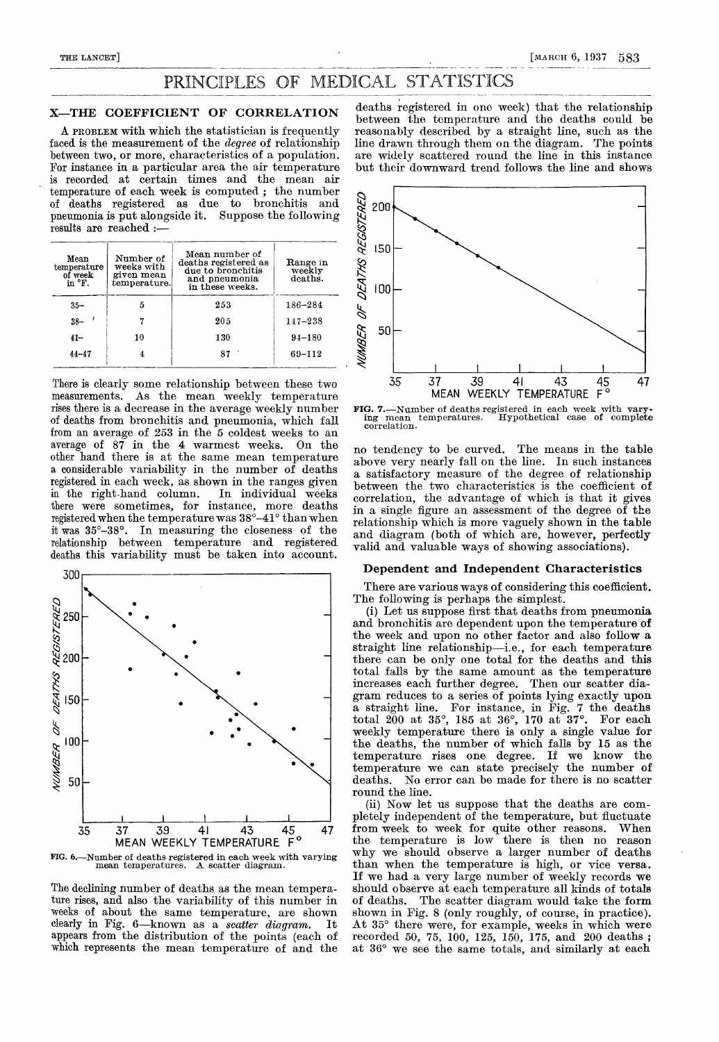# PRINCIPLES OF MEDICAL STATISTICS

## X—THE COEFFICIENT OF CORRELATION

A PROBLEM with which the statistician is frequently faced is the measurement of the *degree* of relationship between two, or more, characteristics of a population. For instance in a particular area the air temperature is recorded at certain times and the mean air temperature of each week is computed; the number of deaths registered as due to bronchitis and pneumonia is put alongside it. Suppose the following results are reached:—

| Mean temperature of week in °F. | Number of weeks with given mean temperature. | Mean number of deaths registered as due to bronchitis and pneumonia in these weeks. | Range in weekly deaths. |
|---|---|---|---|
| 35– | 5 | 253 | 186–284 |
| 38– | 7 | 205 | 147–238 |
| 41– | 10 | 130 | 94–180 |
| 44–47 | 4 | 87 | 69–112 |

There is clearly some relationship between these two measurements. As the mean weekly temperature rises there is a decrease in the average weekly number of deaths from bronchitis and pneumonia, which fall from an average of 253 in the 5 coldest weeks to an average of 87 in the 4 warmest weeks. On the other hand there is at the same mean temperature a considerable variability in the number of deaths registered in each week, as shown in the ranges given in the right-hand column. In individual weeks there were sometimes, for instance, more deaths registered when the temperature was 38°–41° than when it was 35°–38°. In measuring the closeness of the relationship between temperature and registered deaths this variability must be taken into account.

NUMBER OF DEATHS REGISTERED

300
250
200
150
100
50

35 37 39 41 43 45 47

MEAN WEEKLY TEMPERATURE F°

FIG. 6.—Number of deaths registered in each week with varying mean temperatures. A scatter diagram.

The declining number of deaths as the mean temperature rises, and also the variability of this number in weeks of about the same temperature, are shown clearly in Fig. 6—known as a *scatter diagram*. It appears from the distribution of the points (each of which represents the mean temperature of and the deaths registered in one week) that the relationship between the temperature and the deaths could be reasonably described by a straight line, such as the line drawn through them on the diagram. The points are widely scattered round the line in this instance but their downward trend follows the line and shows

NUMBER OF DEATHS REGISTERED

200
150
100
50

35 37 39 41 43 45 47

MEAN WEEKLY TEMPERATURE F°

FIG. 7.—Number of deaths registered in each week with varying mean temperatures. Hypothetical case of complete correlation.

no tendency to be curved. The means in the table above very nearly fall on the line. In such instances a satisfactory measure of the degree of relationship between the two characteristics is the coefficient of correlation, the advantage of which is that it gives in a single figure an assessment of the degree of the relationship which is more vaguely shown in the table and diagram (both of which are, however, perfectly valid and valuable ways of showing associations).

### Dependent and Independent Characteristics

There are various ways of considering this coefficient. The following is perhaps the simplest.

(i) Let us suppose first that deaths from pneumonia and bronchitis are dependent upon the temperature of the week and upon no other factor and also follow a straight line relationship—i.e., for each temperature there can be only one total for the deaths and this total falls by the same amount as the temperature increases each further degree. Then our scatter diagram reduces to a series of points lying exactly upon a straight line. For instance, in Fig. 7 the deaths total 200 at 35°, 185 at 36°, 170 at 37°. For each weekly temperature there is only a single value for the deaths, the number of which falls by 15 as the temperature rises one degree. If we know the temperature we can state precisely the number of deaths. No error can be made for there is no scatter round the line.

(ii) Now let us suppose that the deaths are completely independent of the temperature, but fluctuate from week to week for quite other reasons. When the temperature is low there is then no reason why we should observe a larger number of deaths than when the temperature is high, or vice versa. If we had a very large number of weekly records we should observe at each temperature all kinds of totals of deaths. The scatter diagram would take the form shown in Fig. 8 (only roughly, of course, in practice). At 35° there were, for example, weeks in which were recorded 50, 75, 100, 125, 150, 175, and 200 deaths; at 36° we see the same totals, and similarly at each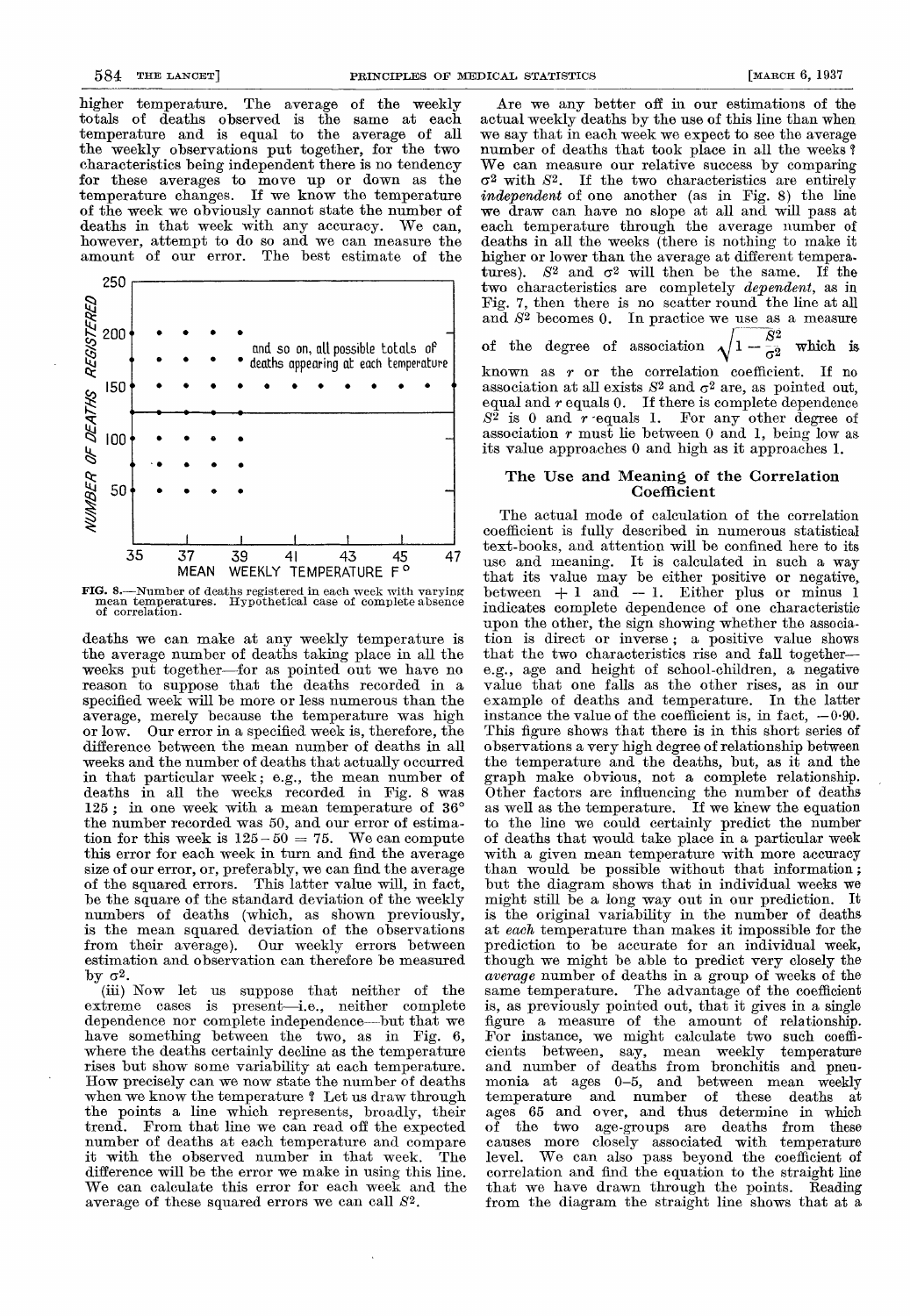higher temperature. The average of the weekly totals of deaths observed is the same at each temperature and is equal to the average of all the weekly observations put together, for the two characteristics being independent there is no tendency for these averages to move up or down as the temperature changes. If we know the temperature of the week we obviously cannot state the number of deaths in that week with any accuracy. We can, however, attempt to do so and we can measure the amount of our error. The best estimate of the deaths we can make at any weekly temperature is the average number of deaths taking place in all the weeks put together—for as pointed out we have no reason to suppose that the deaths recorded in a specified week will be more or less numerous than the average, merely because the temperature was high or low. Our error in a specified week is, therefore, the difference between the mean number of deaths in all weeks and the number of deaths that actually occurred in that particular week; e.g., the mean number of deaths in all the weeks recorded in Fig. 8 was 125; in one week with a mean temperature of 36° the number recorded was 50, and our error of estimation for this week is $125 - 50 = 75$. We can compute this error for each week in turn and find the average size of our error, or, preferably, we can find the average of the squared errors. This latter value will, in fact, be the square of the standard deviation of the weekly numbers of deaths (which, as shown previously, is the mean squared deviation of the observations from their average). Our weekly errors between estimation and observation can therefore be measured by $\sigma^2$.

FIG. 8.—Number of deaths registered in each week with varying mean temperatures. Hypothetical case of complete absence of correlation.

(iii) Now let us suppose that neither of the extreme cases is present—i.e., neither complete dependence nor complete independence—but that we have something between the two, as in Fig. 6, where the deaths certainly decline as the temperature rises but show some variability at each temperature. How precisely can we now state the number of deaths when we know the temperature? Let us draw through the points a line which represents, broadly, their trend. From that line we can read off the expected number of deaths at each temperature and compare it with the observed number in that week. The difference will be the error we make in using this line. We can calculate this error for each week and the average of these squared errors we can call $S^2$.

Are we any better off in our estimations of the actual weekly deaths by the use of this line than when we say that in each week we expect to see the average number of deaths that took place in all the weeks? We can measure our relative success by comparing $\sigma^2$ with $S^2$. If the two characteristics are entirely *independent* of one another (as in Fig. 8) the line we draw can have no slope at all and will pass at each temperature through the average number of deaths in all the weeks (there is nothing to make it higher or lower than the average at different temperatures). $S^2$ and $\sigma^2$ will then be the same. If the two characteristics are completely *dependent*, as in Fig. 7, then there is no scatter round the line at all and $S^2$ becomes 0. In practice we use as a measure of the degree of association $\sqrt{1 - \frac{S^2}{\sigma^2}}$ which is known as $r$ or the correlation coefficient. If no association at all exists $S^2$ and $\sigma^2$ are, as pointed out, equal and $r$ equals 0. If there is complete dependence $S^2$ is 0 and $r$ equals 1. For any other degree of association $r$ must lie between 0 and 1, being low as its value approaches 0 and high as it approaches 1.

## The Use and Meaning of the Correlation Coefficient

The actual mode of calculation of the correlation coefficient is fully described in numerous statistical text-books, and attention will be confined here to its use and meaning. It is calculated in such a way that its value may be either positive or negative, between $+1$ and $-1$. Either plus or minus 1 indicates complete dependence of one characteristic upon the other, the sign showing whether the association is direct or inverse; a positive value shows that the two characteristics rise and fall together—e.g., age and height of school-children, a negative value that one falls as the other rises, as in our example of deaths and temperature. In the latter instance the value of the coefficient is, in fact, $-0{\cdot}90$. This figure shows that there is in this short series of observations a very high degree of relationship between the temperature and the deaths, but, as it and the graph make obvious, not a complete relationship. Other factors are influencing the number of deaths as well as the temperature. If we knew the equation to the line we could certainly predict the number of deaths that would take place in a particular week with a given mean temperature with more accuracy than would be possible without that information; but the diagram shows that in individual weeks we might still be a long way out in our prediction. It is the original variability in the number of deaths at *each* temperature than makes it impossible for the prediction to be accurate for an individual week, though we might be able to predict very closely the *average* number of deaths in a group of weeks of the same temperature. The advantage of the coefficient is, as previously pointed out, that it gives in a single figure a measure of the amount of relationship. For instance, we might calculate two such coefficients between, say, mean weekly temperature and number of deaths from bronchitis and pneumonia at ages 0–5, and between mean weekly temperature and number of these deaths at ages 65 and over, and thus determine in which of the two age-groups are deaths from these causes more closely associated with temperature level. We can also pass beyond the coefficient of correlation and find the equation to the straight line that we have drawn through the points. Reading from the diagram the straight line shows that at a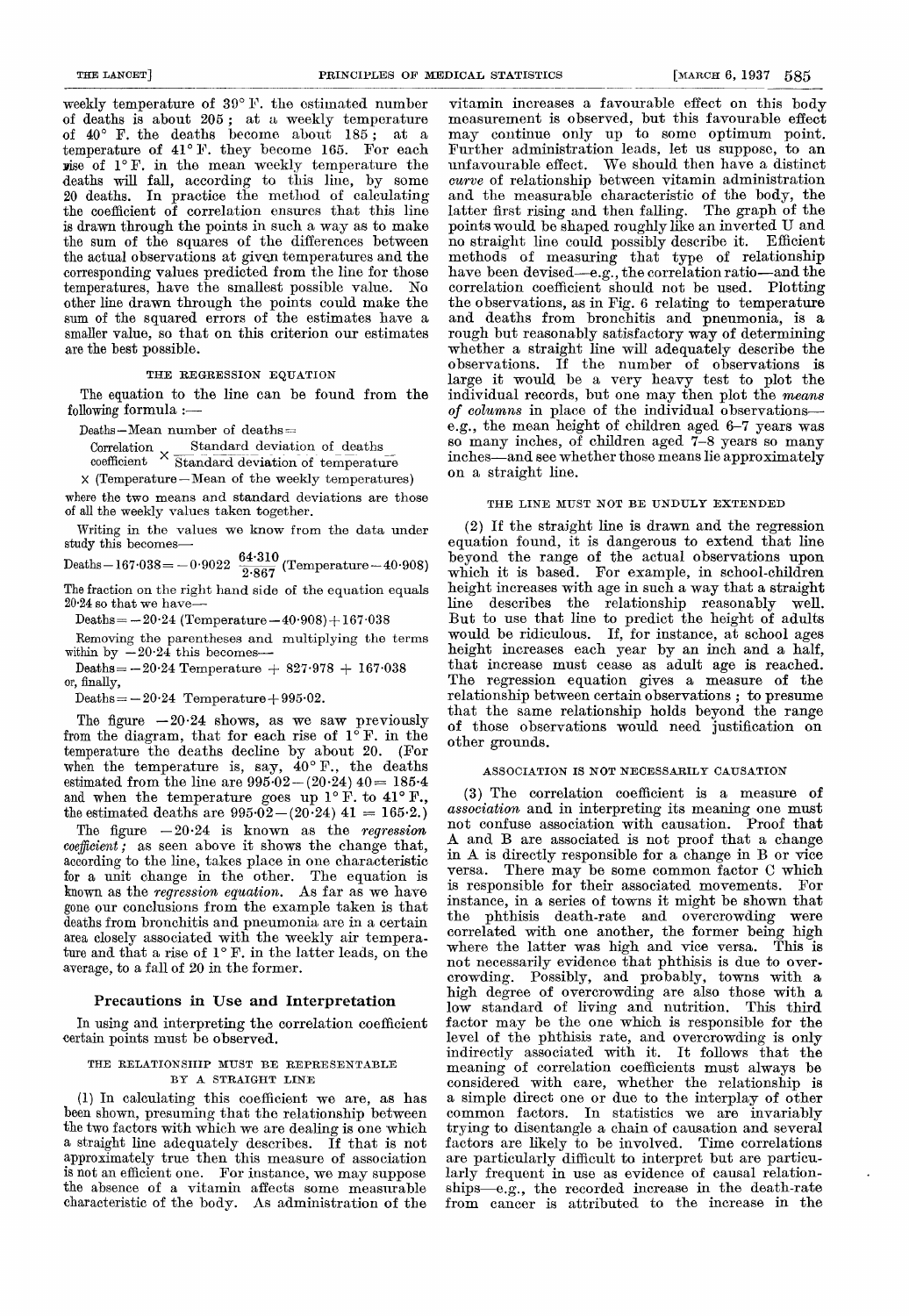weekly temperature of 39° F. the estimated number of deaths is about 205; at a weekly temperature of 40° F. the deaths become about 185; at a temperature of 41° F. they become 165. For each rise of 1° F. in the mean weekly temperature the deaths will fall, according to this line, by some 20 deaths. In practice the method of calculating the coefficient of correlation ensures that this line is drawn through the points in such a way as to make the sum of the squares of the differences between the actual observations at given temperatures and the corresponding values predicted from the line for those temperatures, have the smallest possible value. No other line drawn through the points could make the sum of the squared errors of the estimates have a smaller value, so that on this criterion our estimates are the best possible.

### THE REGRESSION EQUATION

The equation to the line can be found from the following formula :—

$$\text{Deaths} - \text{Mean number of deaths} = \text{Correlation coefficient} \times \frac{\text{Standard deviation of deaths}}{\text{Standard deviation of temperature}} \times (\text{Temperature} - \text{Mean of the weekly temperatures})$$

where the two means and standard deviations are those of all the weekly values taken together.

Writing in the values we know from the data under study this becomes—

$$\text{Deaths} - 167{\cdot}038 = -0{\cdot}9022 \; \frac{64{\cdot}310}{2{\cdot}867} \; (\text{Temperature} - 40{\cdot}908)$$

The fraction on the right hand side of the equation equals 20·24 so that we have—

$$\text{Deaths} = -20{\cdot}24 \; (\text{Temperature} - 40{\cdot}908) + 167{\cdot}038$$

Removing the parentheses and multiplying the terms within by $-20{\cdot}24$ this becomes—

$$\text{Deaths} = -20{\cdot}24 \; \text{Temperature} + 827{\cdot}978 + 167{\cdot}038$$

or, finally,

$$\text{Deaths} = -20{\cdot}24 \; \text{Temperature} + 995{\cdot}02.$$

The figure $-20{\cdot}24$ shows, as we saw previously from the diagram, that for each rise of 1° F. in the temperature the deaths decline by about 20. (For when the temperature is, say, 40° F., the deaths estimated from the line are $995{\cdot}02 - (20{\cdot}24)\,40 = 185{\cdot}4$ and when the temperature goes up 1° F. to 41° F., the estimated deaths are $995{\cdot}02 - (20{\cdot}24)\,41 = 165{\cdot}2$.)

The figure $-20{\cdot}24$ is known as the *regression coefficient;* as seen above it shows the change that, according to the line, takes place in one characteristic for a unit change in the other. The equation is known as the *regression equation.* As far as we have gone our conclusions from the example taken is that deaths from bronchitis and pneumonia are in a certain area closely associated with the weekly air temperature and that a rise of 1° F. in the latter leads, on the average, to a fall of 20 in the former.

## Precautions in Use and Interpretation

In using and interpreting the correlation coefficient certain points must be observed.

### THE RELATIONSHIP MUST BE REPRESENTABLE BY A STRAIGHT LINE

(1) In calculating this coefficient we are, as has been shown, presuming that the relationship between the two factors with which we are dealing is one which a straight line adequately describes. If that is not approximately true then this measure of association is not an efficient one. For instance, we may suppose the absence of a vitamin affects some measurable characteristic of the body. As administration of the vitamin increases a favourable effect on this body measurement is observed, but this favourable effect may continue only up to some optimum point. Further administration leads, let us suppose, to an unfavourable effect. We should then have a distinct *curve* of relationship between vitamin administration and the measurable characteristic of the body, the latter first rising and then falling. The graph of the points would be shaped roughly like an inverted U and no straight line could possibly describe it. Efficient methods of measuring that type of relationship have been devised—e.g., the correlation ratio—and the correlation coefficient should not be used. Plotting the observations, as in Fig. 6 relating to temperature and deaths from bronchitis and pneumonia, is a rough but reasonably satisfactory way of determining whether a straight line will adequately describe the observations. If the number of observations is large it would be a very heavy test to plot the individual records, but one may then plot the *means of columns* in place of the individual observations—e.g., the mean height of children aged 6–7 years was so many inches, of children aged 7–8 years so many inches—and see whether those means lie approximately on a straight line.

### THE LINE MUST NOT BE UNDULY EXTENDED

(2) If the straight line is drawn and the regression equation found, it is dangerous to extend that line beyond the range of the actual observations upon which it is based. For example, in school-children height increases with age in such a way that a straight line describes the relationship reasonably well. But to use that line to predict the height of adults would be ridiculous. If, for instance, at school ages height increases each year by an inch and a half, that increase must cease as adult age is reached. The regression equation gives a measure of the relationship between certain observations; to presume that the same relationship holds beyond the range of those observations would need justification on other grounds.

### ASSOCIATION IS NOT NECESSARILY CAUSATION

(3) The correlation coefficient is a measure of *association* and in interpreting its meaning one must not confuse association with causation. Proof that A and B are associated is not proof that a change in A is directly responsible for a change in B or vice versa. There may be some common factor C which is responsible for their associated movements. For instance, in a series of towns it might be shown that the phthisis death-rate and overcrowding were correlated with one another, the former being high where the latter was high and vice versa. This is not necessarily evidence that phthisis is due to overcrowding. Possibly, and probably, towns with a high degree of overcrowding are also those with a low standard of living and nutrition. This third factor may be the one which is responsible for the level of the phthisis rate, and overcrowding is only indirectly associated with it. It follows that the meaning of correlation coefficients must always be considered with care, whether the relationship is a simple direct one or due to the interplay of other common factors. In statistics we are invariably trying to disentangle a chain of causation and several factors are likely to be involved. Time correlations are particularly difficult to interpret but are particularly frequent in use as evidence of causal relationships—e.g., the recorded increase in the death-rate from cancer is attributed to the increase in the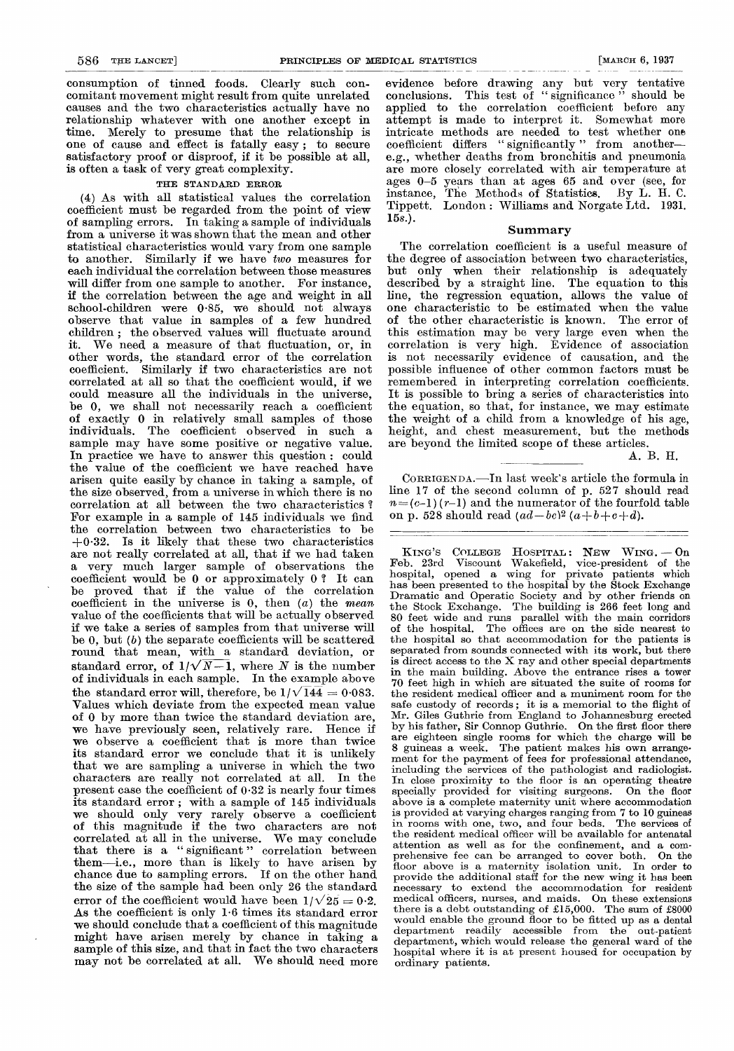consumption of tinned foods. Clearly such concomitant movement might result from quite unrelated causes and the two characteristics actually have no relationship whatever with one another except in time. Merely to presume that the relationship is one of cause and effect is fatally easy; to secure satisfactory proof or disproof, if it be possible at all, is often a task of very great complexity.

### THE STANDARD ERROR

(4) As with all statistical values the correlation coefficient must be regarded from the point of view of sampling errors. In taking a sample of individuals from a universe it was shown that the mean and other statistical characteristics would vary from one sample to another. Similarly if we have *two* measures for each individual the correlation between those measures will differ from one sample to another. For instance, if the correlation between the age and weight in all school-children were 0·85, we should not always observe that value in samples of a few hundred children; the observed values will fluctuate around it. We need a measure of that fluctuation, or, in other words, the standard error of the correlation coefficient. Similarly if two characteristics are not correlated at all so that the coefficient would, if we could measure all the individuals in the universe, be 0, we shall not necessarily reach a coefficient of exactly 0 in relatively small samples of those individuals. The coefficient observed in such a sample may have some positive or negative value. In practice we have to answer this question: could the value of the coefficient we have reached have arisen quite easily by chance in taking a sample, of the size observed, from a universe in which there is no correlation at all between the two characteristics? For example in a sample of 145 individuals we find the correlation between two characteristics to be +0·32. Is it likely that these two characteristics are not really correlated at all, that if we had taken a very much larger sample of observations the coefficient would be 0 or approximately 0? It can be proved that if the value of the correlation coefficient in the universe is 0, then (*a*) the *mean* value of the coefficients that will be actually observed if we take a series of samples from that universe will be 0, but (*b*) the separate coefficients will be scattered round that mean, with a standard deviation, or standard error, of $1/\sqrt{N-1}$, where $N$ is the number of individuals in each sample. In the example above the standard error will, therefore, be $1/\sqrt{144} = 0{\cdot}083$. Values which deviate from the expected mean value of 0 by more than twice the standard deviation are, we have previously seen, relatively rare. Hence if we observe a coefficient that is more than twice its standard error we conclude that it is unlikely that we are sampling a universe in which the two characters are really not correlated at all. In the present case the coefficient of 0·32 is nearly four times its standard error; with a sample of 145 individuals we should only very rarely observe a coefficient of this magnitude if the two characters are not correlated at all in the universe. We may conclude that there is a "significant" correlation between them—i.e., more than is likely to have arisen by chance due to sampling errors. If on the other hand the size of the sample had been only 26 the standard error of the coefficient would have been $1/\sqrt{25} = 0{\cdot}2$. As the coefficient is only 1·6 times its standard error we should conclude that a coefficient of this magnitude might have arisen merely by chance in taking a sample of this size, and that in fact the two characters may not be correlated at all. We should need more evidence before drawing any but very tentative conclusions. This test of "significance" should be applied to the correlation coefficient before any attempt is made to interpret it. Somewhat more intricate methods are needed to test whether one coefficient differs "significantly" from another—e.g., whether deaths from bronchitis and pneumonia are more closely correlated with air temperature at ages 0–5 years than at ages 65 and over (see, for instance, The Methods of Statistics. By L. H. C. Tippett. London: Williams and Norgate Ltd. 1931. 15*s.*).

## Summary

The correlation coefficient is a useful measure of the degree of association between two characteristics, but only when their relationship is adequately described by a straight line. The equation to this line, the regression equation, allows the value of one characteristic to be estimated when the value of the other characteristic is known. The error of this estimation may be very large even when the correlation is very high. Evidence of association is not necessarily evidence of causation, and the possible influence of other common factors must be remembered in interpreting correlation coefficients. It is possible to bring a series of characteristics into the equation, so that, for instance, we may estimate the weight of a child from a knowledge of its age, height, and chest measurement, but the methods are beyond the limited scope of these articles.

A. B. H.

---

CORRIGENDA.—In last week's article the formula in line 17 of the second column of p. 527 should read $n=(c-1)(r-1)$ and the numerator of the fourfold table on p. 528 should read $(ad-bc)^2\,(a+b+c+d)$.

---

KING'S COLLEGE HOSPITAL: NEW WING.—On Feb. 23rd Viscount Wakefield, vice-president of the hospital, opened a wing for private patients which has been presented to the hospital by the Stock Exchange Dramatic and Operatic Society and by other friends on the Stock Exchange. The building is 266 feet long and 80 feet wide and runs parallel with the main corridors of the hospital. The offices are on the side nearest to the hospital so that accommodation for the patients is separated from sounds connected with its work, but there is direct access to the X ray and other special departments in the main building. Above the entrance rises a tower 70 feet high in which are situated the suite of rooms for the resident medical officer and a muniment room for the safe custody of records; it is a memorial to the flight of Mr. Giles Guthrie from England to Johannesburg erected by his father, Sir Connop Guthrie. On the first floor there are eighteen single rooms for which the charge will be 8 guineas a week. The patient makes his own arrangement for the payment of fees for professional attendance, including the services of the pathologist and radiologist. In close proximity to the floor is an operating theatre specially provided for visiting surgeons. On the floor above is a complete maternity unit where accommodation is provided at varying charges ranging from 7 to 10 guineas in rooms with one, two, and four beds. The services of the resident medical officer will be available for antenatal attention as well as for the confinement, and a comprehensive fee can be arranged to cover both. On the floor above is a maternity isolation unit. In order to provide the additional staff for the new wing it has been necessary to extend the accommodation for resident medical officers, nurses, and maids. On these extensions there is a debt outstanding of £15,000. The sum of £8000 would enable the ground floor to be fitted up as a dental department readily accessible from the out-patient department, which would release the general ward of the hospital where it is at present housed for occupation by ordinary patients.